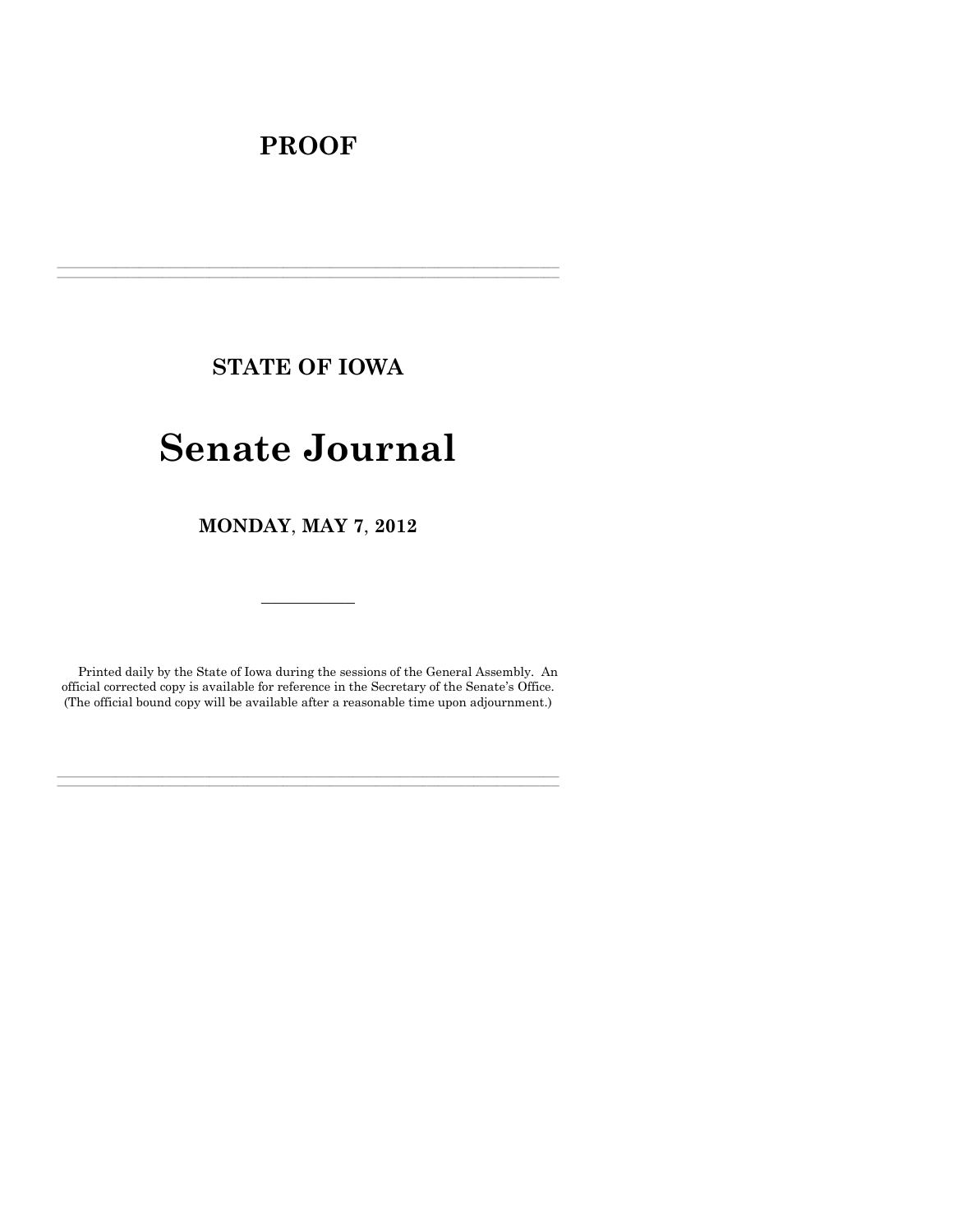# PROOF

---

## STATE OF IOWA

# Senate Journal

## MONDAY, MAY 7, 2012

---

Printed daily by the State of Iowa during the sessions of the General Assembly. An official corrected copy is available for reference in the Secretary of the Senate's Office. (The official bound copy will be available after a reasonable time upon adjournment.)

---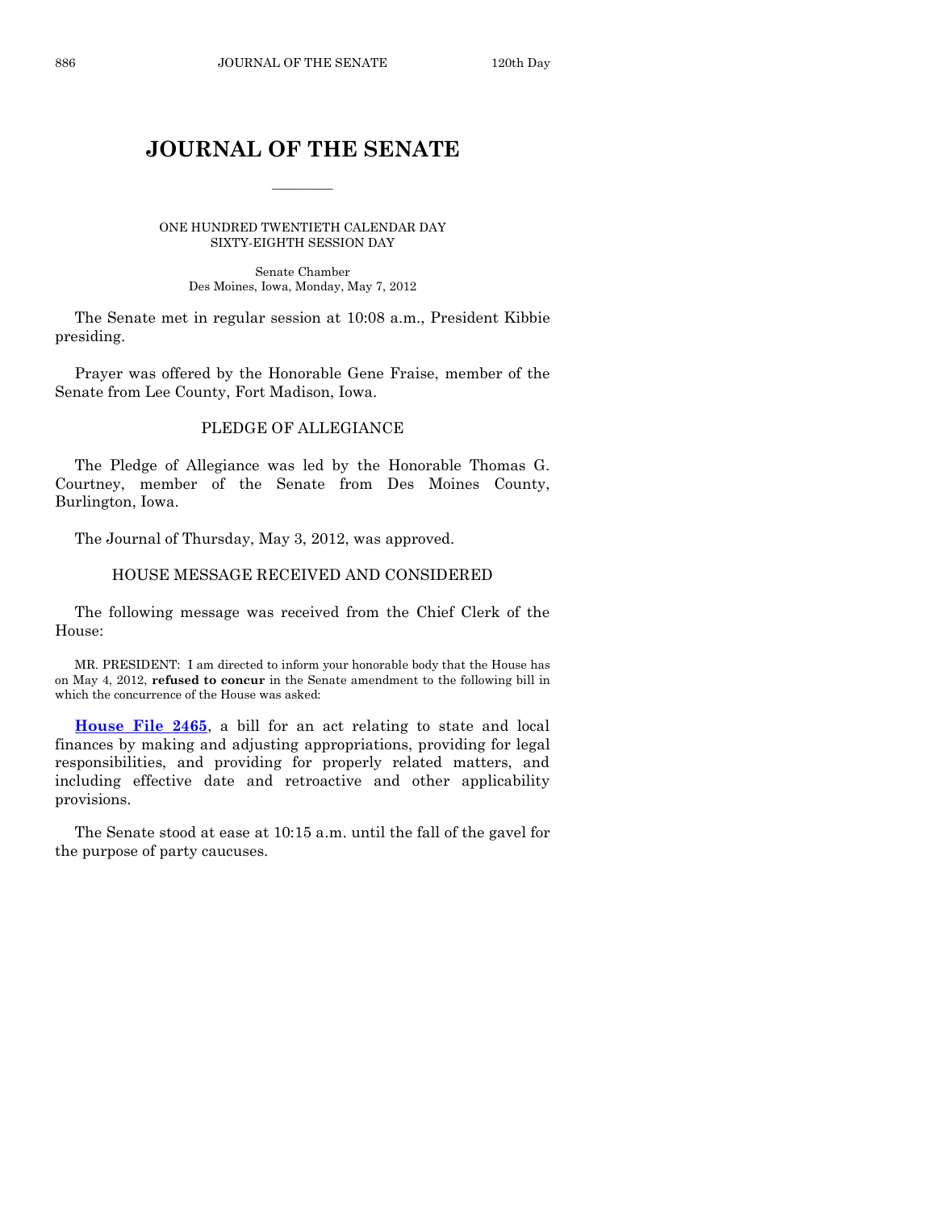# JOURNAL OF THE SENATE

ONE HUNDRED TWENTIETH CALENDAR DAY
SIXTY-EIGHTH SESSION DAY

Senate Chamber
Des Moines, Iowa, Monday, May 7, 2012

The Senate met in regular session at 10:08 a.m., President Kibbie presiding.

Prayer was offered by the Honorable Gene Fraise, member of the Senate from Lee County, Fort Madison, Iowa.

## PLEDGE OF ALLEGIANCE

The Pledge of Allegiance was led by the Honorable Thomas G. Courtney, member of the Senate from Des Moines County, Burlington, Iowa.

The Journal of Thursday, May 3, 2012, was approved.

## HOUSE MESSAGE RECEIVED AND CONSIDERED

The following message was received from the Chief Clerk of the House:

MR. PRESIDENT: I am directed to inform your honorable body that the House has on May 4, 2012, **refused to concur** in the Senate amendment to the following bill in which the concurrence of the House was asked:

**House File 2465**, a bill for an act relating to state and local finances by making and adjusting appropriations, providing for legal responsibilities, and providing for properly related matters, and including effective date and retroactive and other applicability provisions.

The Senate stood at ease at 10:15 a.m. until the fall of the gavel for the purpose of party caucuses.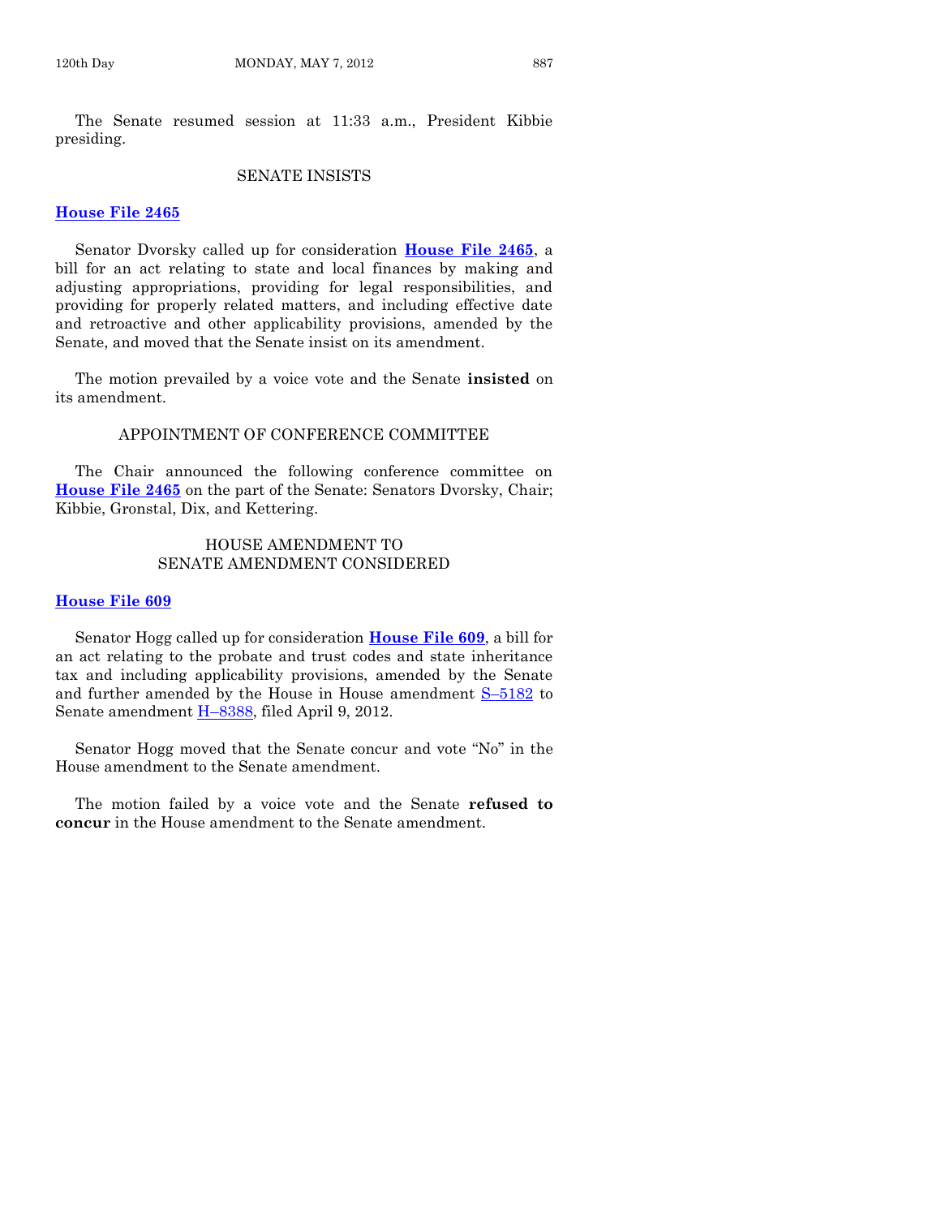The Senate resumed session at 11:33 a.m., President Kibbie presiding.

## SENATE INSISTS

**House File 2465**

Senator Dvorsky called up for consideration **House File 2465**, a bill for an act relating to state and local finances by making and adjusting appropriations, providing for legal responsibilities, and providing for properly related matters, and including effective date and retroactive and other applicability provisions, amended by the Senate, and moved that the Senate insist on its amendment.

The motion prevailed by a voice vote and the Senate **insisted** on its amendment.

## APPOINTMENT OF CONFERENCE COMMITTEE

The Chair announced the following conference committee on **House File 2465** on the part of the Senate: Senators Dvorsky, Chair; Kibbie, Gronstal, Dix, and Kettering.

## HOUSE AMENDMENT TO SENATE AMENDMENT CONSIDERED

**House File 609**

Senator Hogg called up for consideration **House File 609**, a bill for an act relating to the probate and trust codes and state inheritance tax and including applicability provisions, amended by the Senate and further amended by the House in House amendment S–5182 to Senate amendment H–8388, filed April 9, 2012.

Senator Hogg moved that the Senate concur and vote "No" in the House amendment to the Senate amendment.

The motion failed by a voice vote and the Senate **refused to concur** in the House amendment to the Senate amendment.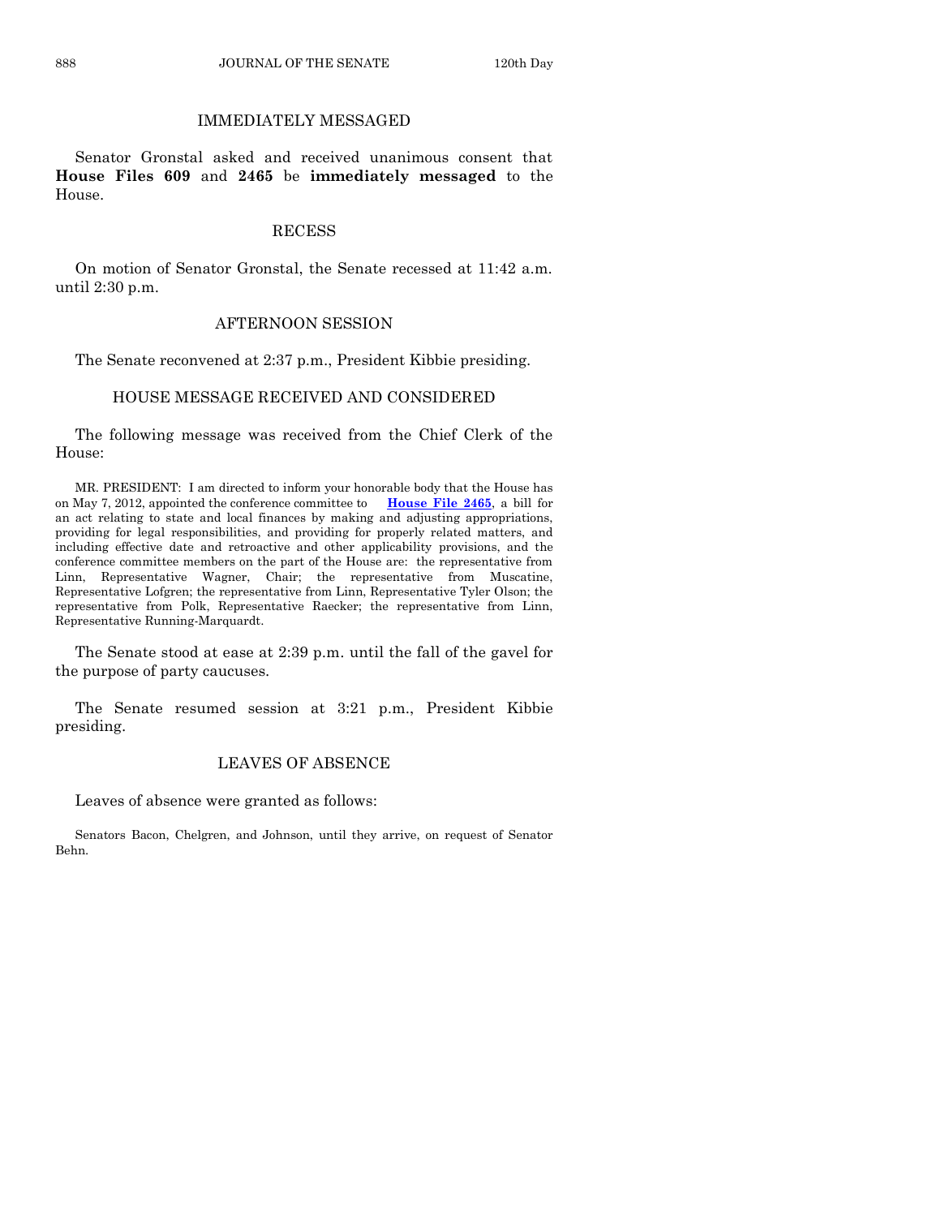## IMMEDIATELY MESSAGED

Senator Gronstal asked and received unanimous consent that **House Files 609** and **2465** be **immediately messaged** to the House.

## RECESS

On motion of Senator Gronstal, the Senate recessed at 11:42 a.m. until 2:30 p.m.

## AFTERNOON SESSION

The Senate reconvened at 2:37 p.m., President Kibbie presiding.

## HOUSE MESSAGE RECEIVED AND CONSIDERED

The following message was received from the Chief Clerk of the House:

MR. PRESIDENT: I am directed to inform your honorable body that the House has on May 7, 2012, appointed the conference committee to **House File 2465**, a bill for an act relating to state and local finances by making and adjusting appropriations, providing for legal responsibilities, and providing for properly related matters, and including effective date and retroactive and other applicability provisions, and the conference committee members on the part of the House are: the representative from Linn, Representative Wagner, Chair; the representative from Muscatine, Representative Lofgren; the representative from Linn, Representative Tyler Olson; the representative from Polk, Representative Raecker; the representative from Linn, Representative Running-Marquardt.

The Senate stood at ease at 2:39 p.m. until the fall of the gavel for the purpose of party caucuses.

The Senate resumed session at 3:21 p.m., President Kibbie presiding.

## LEAVES OF ABSENCE

Leaves of absence were granted as follows:

Senators Bacon, Chelgren, and Johnson, until they arrive, on request of Senator Behn.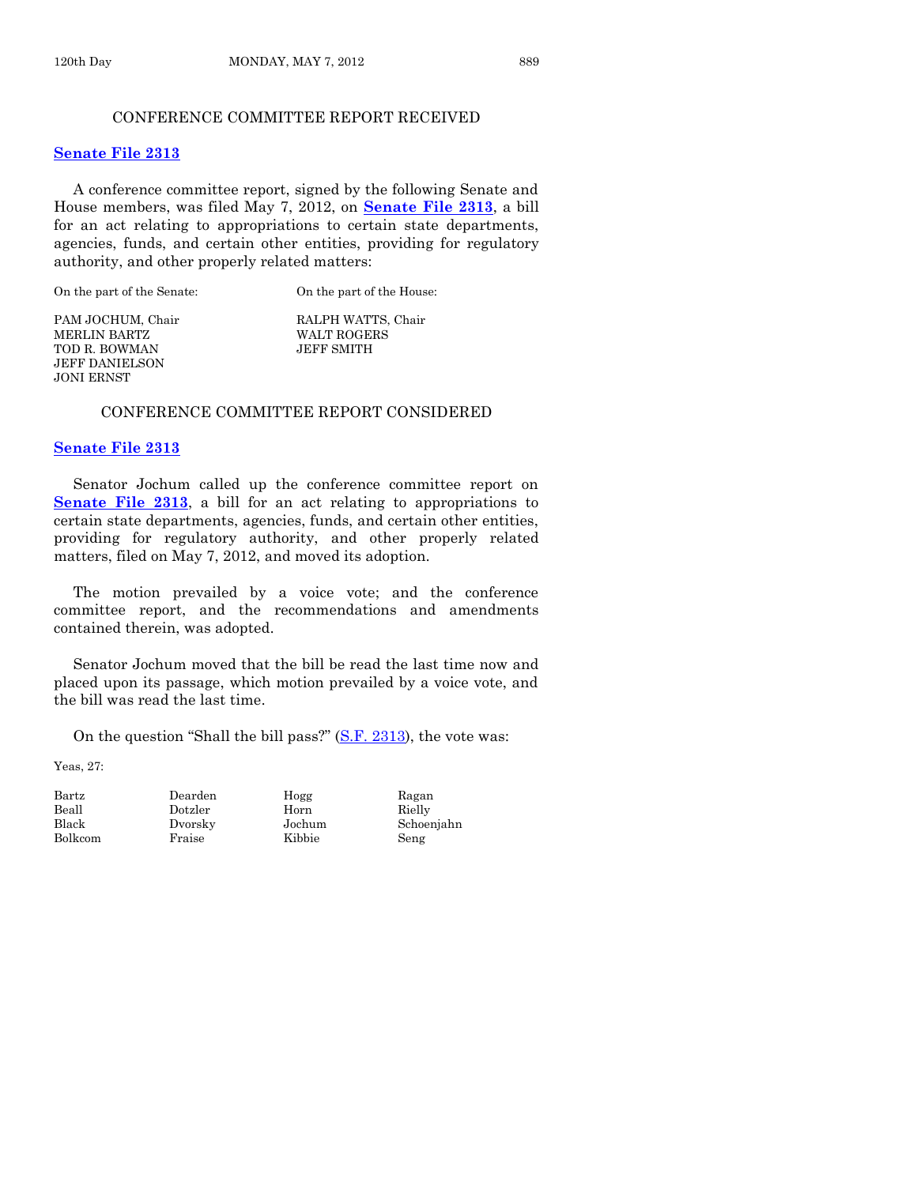## CONFERENCE COMMITTEE REPORT RECEIVED

**Senate File 2313**

A conference committee report, signed by the following Senate and House members, was filed May 7, 2012, on **Senate File 2313**, a bill for an act relating to appropriations to certain state departments, agencies, funds, and certain other entities, providing for regulatory authority, and other properly related matters:

| On the part of the Senate: | On the part of the House: |
|---|---|
| PAM JOCHUM, Chair | RALPH WATTS, Chair |
| MERLIN BARTZ | WALT ROGERS |
| TOD R. BOWMAN | JEFF SMITH |
| JEFF DANIELSON | |
| JONI ERNST | |

## CONFERENCE COMMITTEE REPORT CONSIDERED

**Senate File 2313**

Senator Jochum called up the conference committee report on **Senate File 2313**, a bill for an act relating to appropriations to certain state departments, agencies, funds, and certain other entities, providing for regulatory authority, and other properly related matters, filed on May 7, 2012, and moved its adoption.

The motion prevailed by a voice vote; and the conference committee report, and the recommendations and amendments contained therein, was adopted.

Senator Jochum moved that the bill be read the last time now and placed upon its passage, which motion prevailed by a voice vote, and the bill was read the last time.

On the question "Shall the bill pass?" (S.F. 2313), the vote was:

Yeas, 27:

| | | | |
|---|---|---|---|
| Bartz | Dearden | Hogg | Ragan |
| Beall | Dotzler | Horn | Rielly |
| Black | Dvorsky | Jochum | Schoenjahn |
| Bolkcom | Fraise | Kibbie | Seng |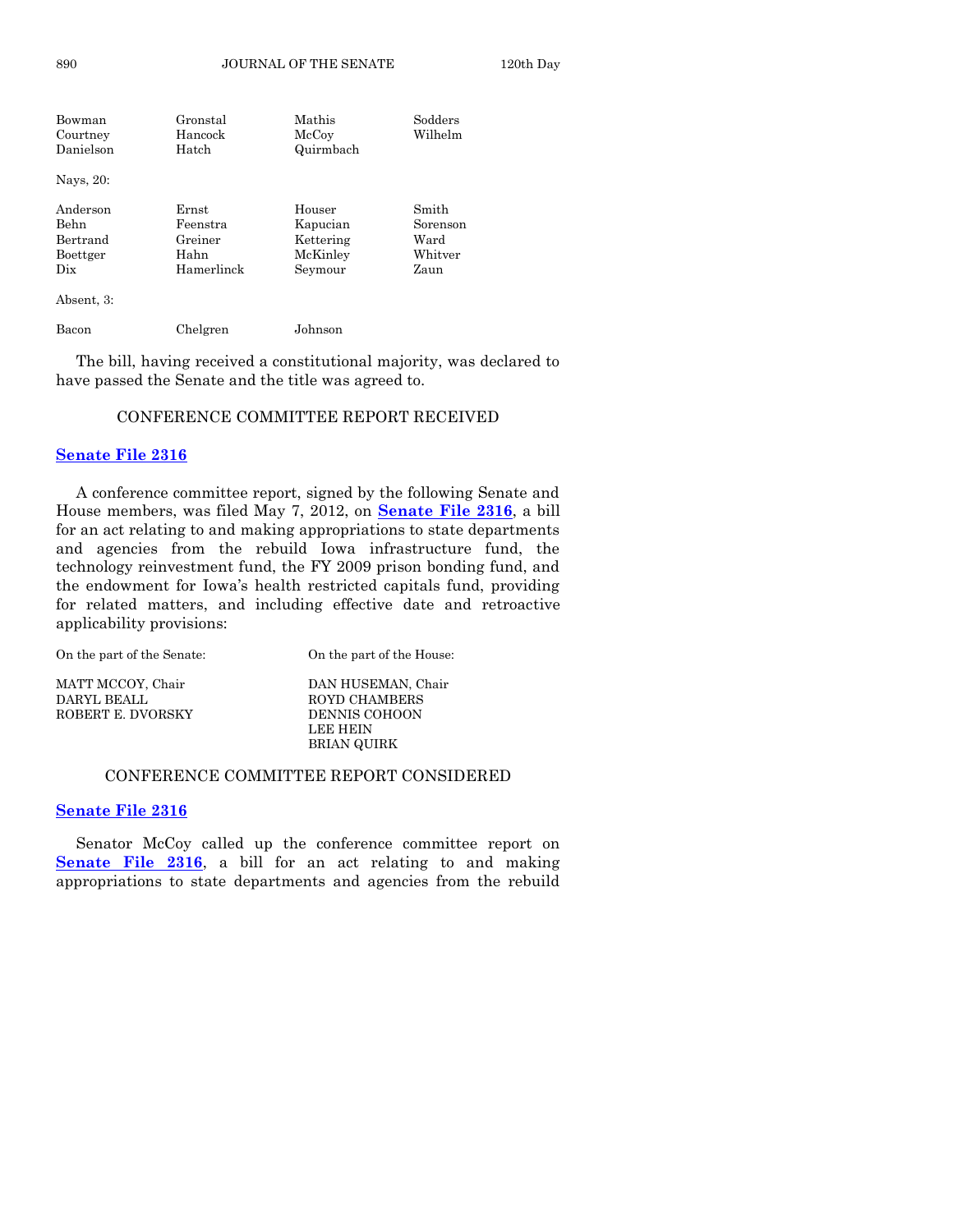| Bowman | Gronstal | Mathis | Sodders |
|---|---|---|---|
| Courtney | Hancock | McCoy | Wilhelm |
| Danielson | Hatch | Quirmbach | |

Nays, 20:

| Anderson | Ernst | Houser | Smith |
|---|---|---|---|
| Behn | Feenstra | Kapucian | Sorenson |
| Bertrand | Greiner | Kettering | Ward |
| Boettger | Hahn | McKinley | Whitver |
| Dix | Hamerlinck | Seymour | Zaun |

Absent, 3:

| Bacon | Chelgren | Johnson |
|---|---|---|

The bill, having received a constitutional majority, was declared to have passed the Senate and the title was agreed to.

## CONFERENCE COMMITTEE REPORT RECEIVED

**Senate File 2316**

A conference committee report, signed by the following Senate and House members, was filed May 7, 2012, on **Senate File 2316**, a bill for an act relating to and making appropriations to state departments and agencies from the rebuild Iowa infrastructure fund, the technology reinvestment fund, the FY 2009 prison bonding fund, and the endowment for Iowa's health restricted capitals fund, providing for related matters, and including effective date and retroactive applicability provisions:

| On the part of the Senate: | On the part of the House: |
|---|---|
| MATT MCCOY, Chair | DAN HUSEMAN, Chair |
| DARYL BEALL | ROYD CHAMBERS |
| ROBERT E. DVORSKY | DENNIS COHOON |
| | LEE HEIN |
| | BRIAN QUIRK |

## CONFERENCE COMMITTEE REPORT CONSIDERED

**Senate File 2316**

Senator McCoy called up the conference committee report on **Senate File 2316**, a bill for an act relating to and making appropriations to state departments and agencies from the rebuild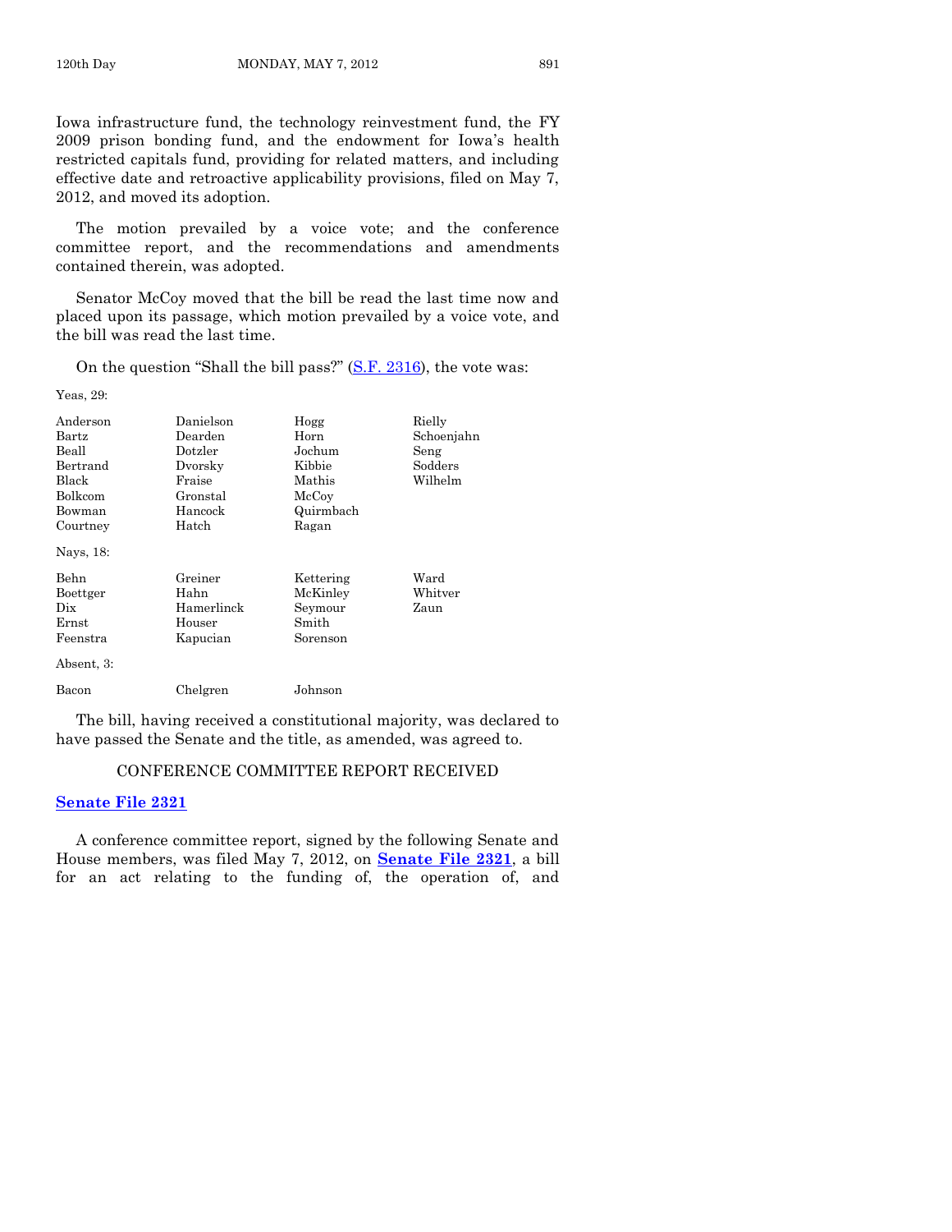Iowa infrastructure fund, the technology reinvestment fund, the FY 2009 prison bonding fund, and the endowment for Iowa's health restricted capitals fund, providing for related matters, and including effective date and retroactive applicability provisions, filed on May 7, 2012, and moved its adoption.

The motion prevailed by a voice vote; and the conference committee report, and the recommendations and amendments contained therein, was adopted.

Senator McCoy moved that the bill be read the last time now and placed upon its passage, which motion prevailed by a voice vote, and the bill was read the last time.

On the question "Shall the bill pass?" (S.F. 2316), the vote was:

Yeas, 29:

| | | | |
|---|---|---|---|
| Anderson | Danielson | Hogg | Rielly |
| Bartz | Dearden | Horn | Schoenjahn |
| Beall | Dotzler | Jochum | Seng |
| Bertrand | Dvorsky | Kibbie | Sodders |
| Black | Fraise | Mathis | Wilhelm |
| Bolkcom | Gronstal | McCoy | |
| Bowman | Hancock | Quirmbach | |
| Courtney | Hatch | Ragan | |

Nays, 18:

| | | | |
|---|---|---|---|
| Behn | Greiner | Kettering | Ward |
| Boettger | Hahn | McKinley | Whitver |
| Dix | Hamerlinck | Seymour | Zaun |
| Ernst | Houser | Smith | |
| Feenstra | Kapucian | Sorenson | |

Absent, 3:

| | | |
|---|---|---|
| Bacon | Chelgren | Johnson |

The bill, having received a constitutional majority, was declared to have passed the Senate and the title, as amended, was agreed to.

## CONFERENCE COMMITTEE REPORT RECEIVED

**Senate File 2321**

A conference committee report, signed by the following Senate and House members, was filed May 7, 2012, on **Senate File 2321**, a bill for an act relating to the funding of, the operation of, and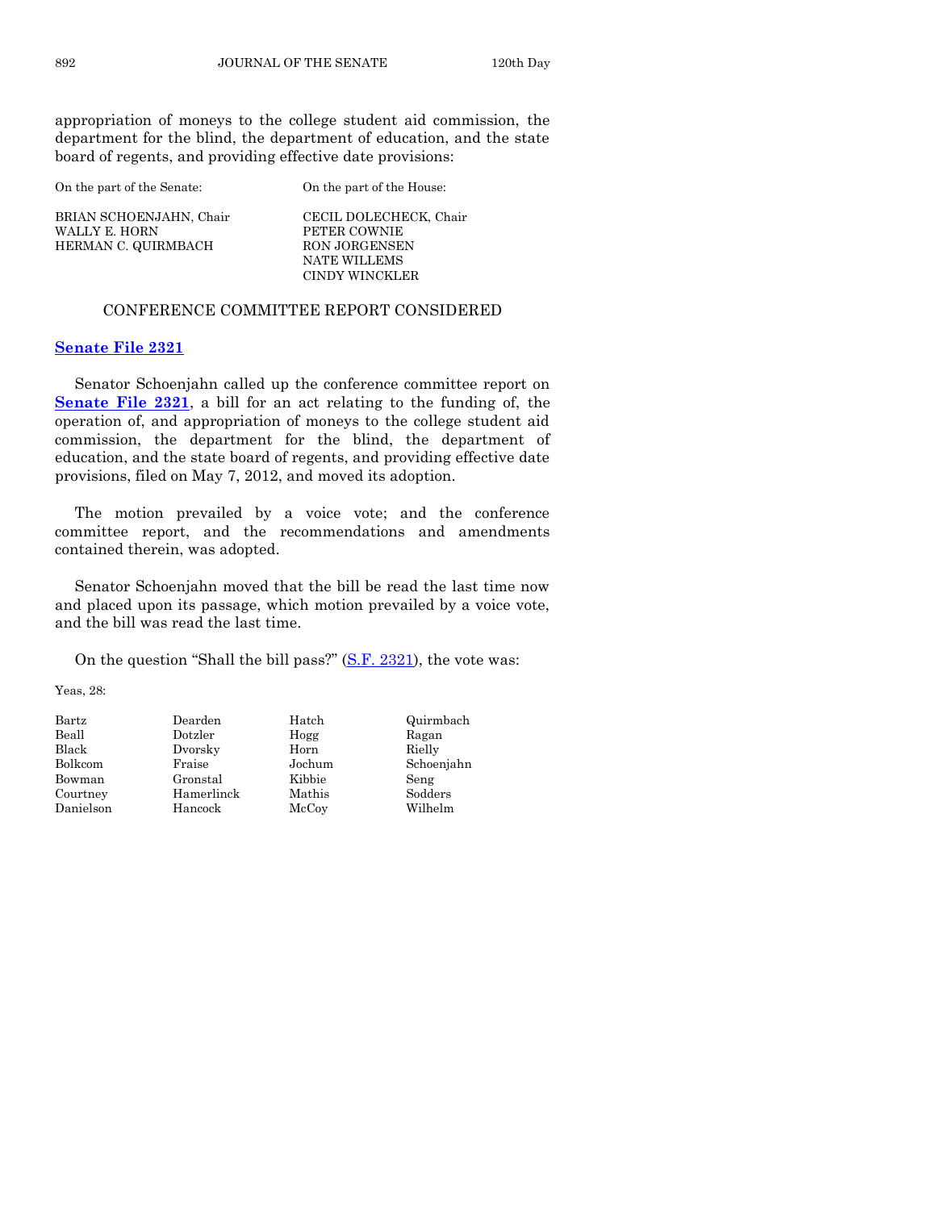appropriation of moneys to the college student aid commission, the department for the blind, the department of education, and the state board of regents, and providing effective date provisions:

| On the part of the Senate: | On the part of the House: |
|---|---|
| BRIAN SCHOENJAHN, Chair | CECIL DOLECHECK, Chair |
| WALLY E. HORN | PETER COWNIE |
| HERMAN C. QUIRMBACH | RON JORGENSEN |
| | NATE WILLEMS |
| | CINDY WINCKLER |

## CONFERENCE COMMITTEE REPORT CONSIDERED

### Senate File 2321

Senator Schoenjahn called up the conference committee report on **Senate File 2321**, a bill for an act relating to the funding of, the operation of, and appropriation of moneys to the college student aid commission, the department for the blind, the department of education, and the state board of regents, and providing effective date provisions, filed on May 7, 2012, and moved its adoption.

The motion prevailed by a voice vote; and the conference committee report, and the recommendations and amendments contained therein, was adopted.

Senator Schoenjahn moved that the bill be read the last time now and placed upon its passage, which motion prevailed by a voice vote, and the bill was read the last time.

On the question "Shall the bill pass?" (S.F. 2321), the vote was:

Yeas, 28:

| | | | |
|---|---|---|---|
| Bartz | Dearden | Hatch | Quirmbach |
| Beall | Dotzler | Hogg | Ragan |
| Black | Dvorsky | Horn | Rielly |
| Bolkcom | Fraise | Jochum | Schoenjahn |
| Bowman | Gronstal | Kibbie | Seng |
| Courtney | Hamerlinck | Mathis | Sodders |
| Danielson | Hancock | McCoy | Wilhelm |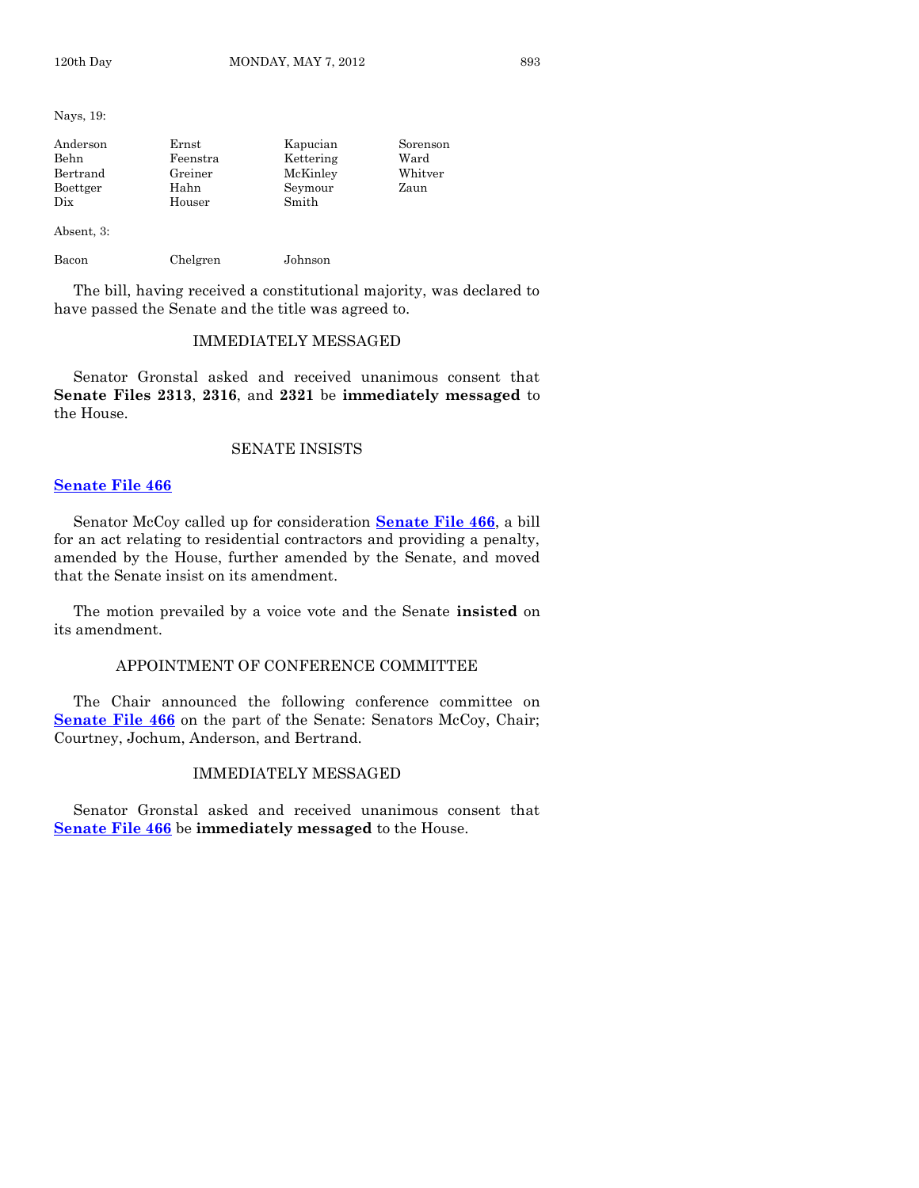Nays, 19:

| | | | |
|---|---|---|---|
| Anderson | Ernst | Kapucian | Sorenson |
| Behn | Feenstra | Kettering | Ward |
| Bertrand | Greiner | McKinley | Whitver |
| Boettger | Hahn | Seymour | Zaun |
| Dix | Houser | Smith | |

Absent, 3:

| | | |
|---|---|---|
| Bacon | Chelgren | Johnson |

The bill, having received a constitutional majority, was declared to have passed the Senate and the title was agreed to.

## IMMEDIATELY MESSAGED

Senator Gronstal asked and received unanimous consent that **Senate Files 2313**, **2316**, and **2321** be **immediately messaged** to the House.

## SENATE INSISTS

**Senate File 466**

Senator McCoy called up for consideration **Senate File 466**, a bill for an act relating to residential contractors and providing a penalty, amended by the House, further amended by the Senate, and moved that the Senate insist on its amendment.

The motion prevailed by a voice vote and the Senate **insisted** on its amendment.

## APPOINTMENT OF CONFERENCE COMMITTEE

The Chair announced the following conference committee on **Senate File 466** on the part of the Senate: Senators McCoy, Chair; Courtney, Jochum, Anderson, and Bertrand.

## IMMEDIATELY MESSAGED

Senator Gronstal asked and received unanimous consent that **Senate File 466** be **immediately messaged** to the House.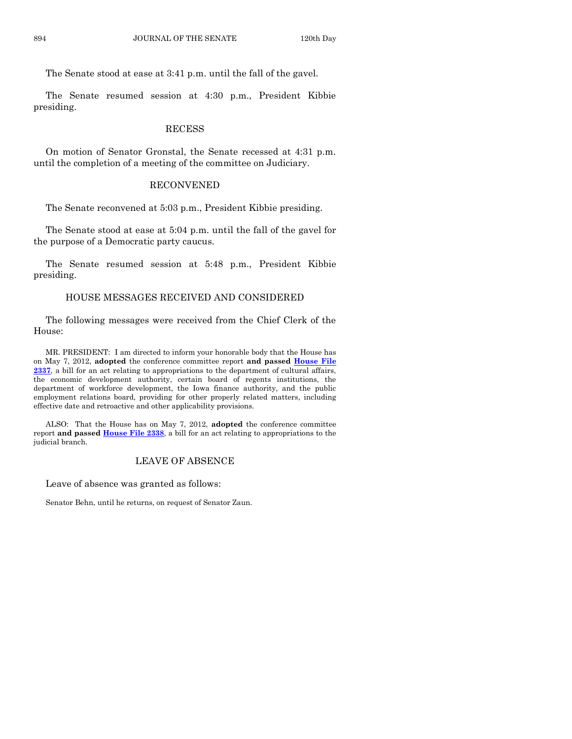The Senate stood at ease at 3:41 p.m. until the fall of the gavel.

The Senate resumed session at 4:30 p.m., President Kibbie presiding.

## RECESS

On motion of Senator Gronstal, the Senate recessed at 4:31 p.m. until the completion of a meeting of the committee on Judiciary.

## RECONVENED

The Senate reconvened at 5:03 p.m., President Kibbie presiding.

The Senate stood at ease at 5:04 p.m. until the fall of the gavel for the purpose of a Democratic party caucus.

The Senate resumed session at 5:48 p.m., President Kibbie presiding.

## HOUSE MESSAGES RECEIVED AND CONSIDERED

The following messages were received from the Chief Clerk of the House:

MR. PRESIDENT: I am directed to inform your honorable body that the House has on May 7, 2012, **adopted** the conference committee report **and passed House File 2337**, a bill for an act relating to appropriations to the department of cultural affairs, the economic development authority, certain board of regents institutions, the department of workforce development, the Iowa finance authority, and the public employment relations board, providing for other properly related matters, including effective date and retroactive and other applicability provisions.

ALSO: That the House has on May 7, 2012, **adopted** the conference committee report **and passed House File 2338**, a bill for an act relating to appropriations to the judicial branch.

## LEAVE OF ABSENCE

Leave of absence was granted as follows:

Senator Behn, until he returns, on request of Senator Zaun.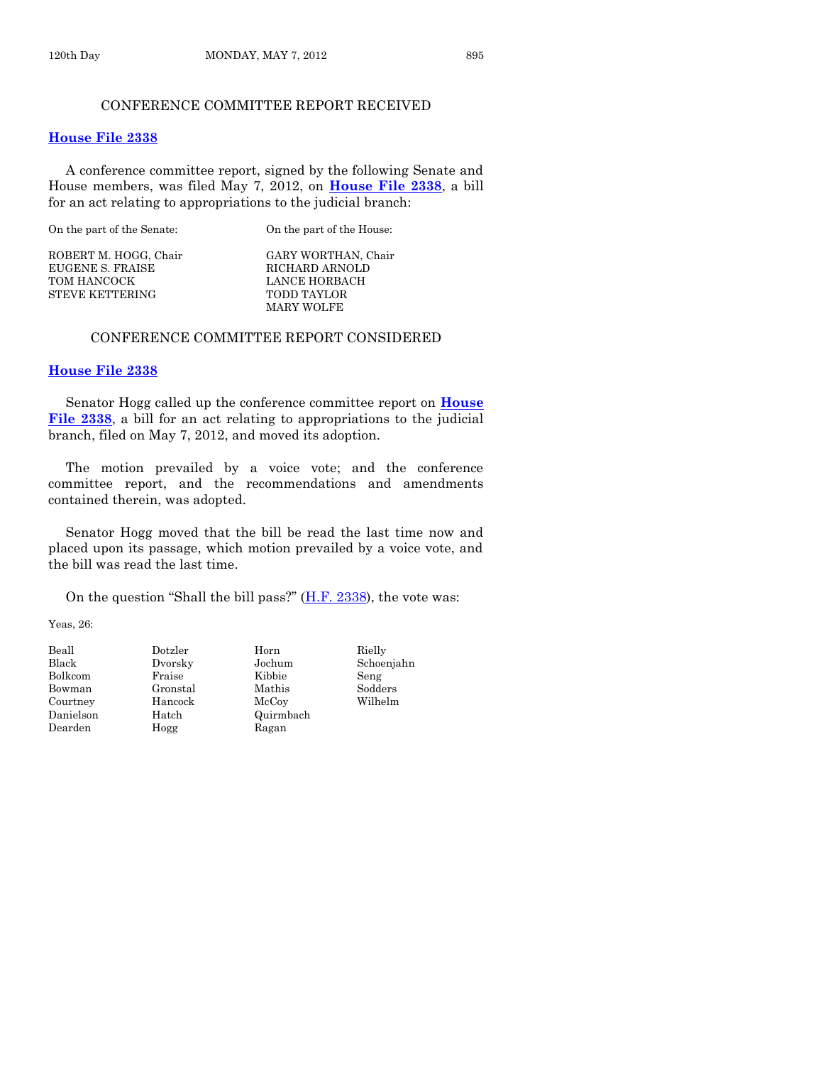## CONFERENCE COMMITTEE REPORT RECEIVED

**House File 2338**

A conference committee report, signed by the following Senate and House members, was filed May 7, 2012, on **House File 2338**, a bill for an act relating to appropriations to the judicial branch:

| On the part of the Senate: | On the part of the House: |
|---|---|
| ROBERT M. HOGG, Chair | GARY WORTHAN, Chair |
| EUGENE S. FRAISE | RICHARD ARNOLD |
| TOM HANCOCK | LANCE HORBACH |
| STEVE KETTERING | TODD TAYLOR |
| | MARY WOLFE |

## CONFERENCE COMMITTEE REPORT CONSIDERED

**House File 2338**

Senator Hogg called up the conference committee report on **House File 2338**, a bill for an act relating to appropriations to the judicial branch, filed on May 7, 2012, and moved its adoption.

The motion prevailed by a voice vote; and the conference committee report, and the recommendations and amendments contained therein, was adopted.

Senator Hogg moved that the bill be read the last time now and placed upon its passage, which motion prevailed by a voice vote, and the bill was read the last time.

On the question "Shall the bill pass?" (H.F. 2338), the vote was:

Yeas, 26:

| | | | |
|---|---|---|---|
| Beall | Dotzler | Horn | Rielly |
| Black | Dvorsky | Jochum | Schoenjahn |
| Bolkcom | Fraise | Kibbie | Seng |
| Bowman | Gronstal | Mathis | Sodders |
| Courtney | Hancock | McCoy | Wilhelm |
| Danielson | Hatch | Quirmbach | |
| Dearden | Hogg | Ragan | |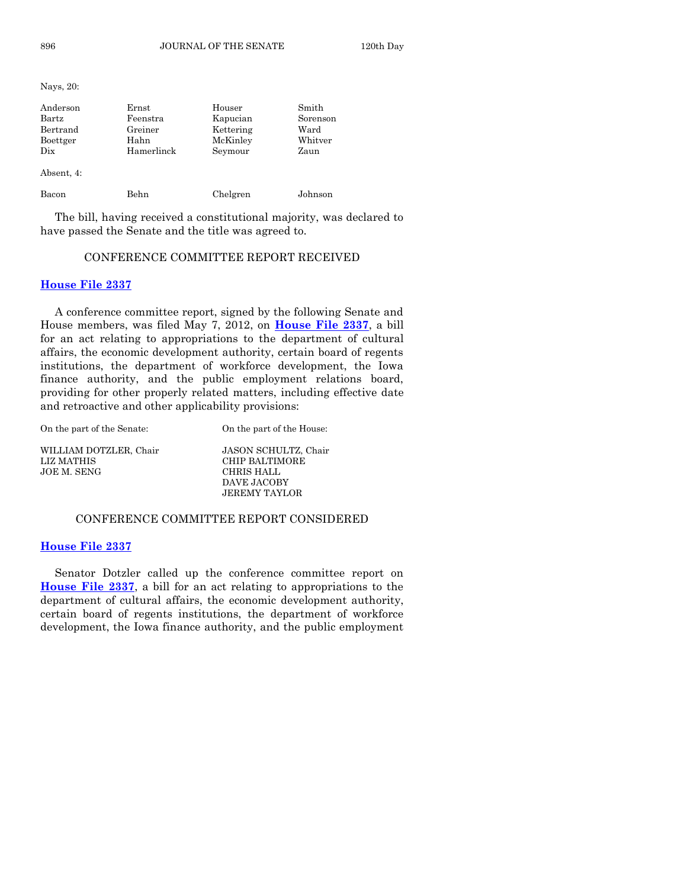Nays, 20:

| | | | |
|---|---|---|---|
| Anderson | Ernst | Houser | Smith |
| Bartz | Feenstra | Kapucian | Sorenson |
| Bertrand | Greiner | Kettering | Ward |
| Boettger | Hahn | McKinley | Whitver |
| Dix | Hamerlinck | Seymour | Zaun |

Absent, 4:

| | | | |
|---|---|---|---|
| Bacon | Behn | Chelgren | Johnson |

The bill, having received a constitutional majority, was declared to have passed the Senate and the title was agreed to.

## CONFERENCE COMMITTEE REPORT RECEIVED

**House File 2337**

A conference committee report, signed by the following Senate and House members, was filed May 7, 2012, on **House File 2337**, a bill for an act relating to appropriations to the department of cultural affairs, the economic development authority, certain board of regents institutions, the department of workforce development, the Iowa finance authority, and the public employment relations board, providing for other properly related matters, including effective date and retroactive and other applicability provisions:

| On the part of the Senate: | On the part of the House: |
|---|---|
| WILLIAM DOTZLER, Chair | JASON SCHULTZ, Chair |
| LIZ MATHIS | CHIP BALTIMORE |
| JOE M. SENG | CHRIS HALL |
| | DAVE JACOBY |
| | JEREMY TAYLOR |

## CONFERENCE COMMITTEE REPORT CONSIDERED

**House File 2337**

Senator Dotzler called up the conference committee report on **House File 2337**, a bill for an act relating to appropriations to the department of cultural affairs, the economic development authority, certain board of regents institutions, the department of workforce development, the Iowa finance authority, and the public employment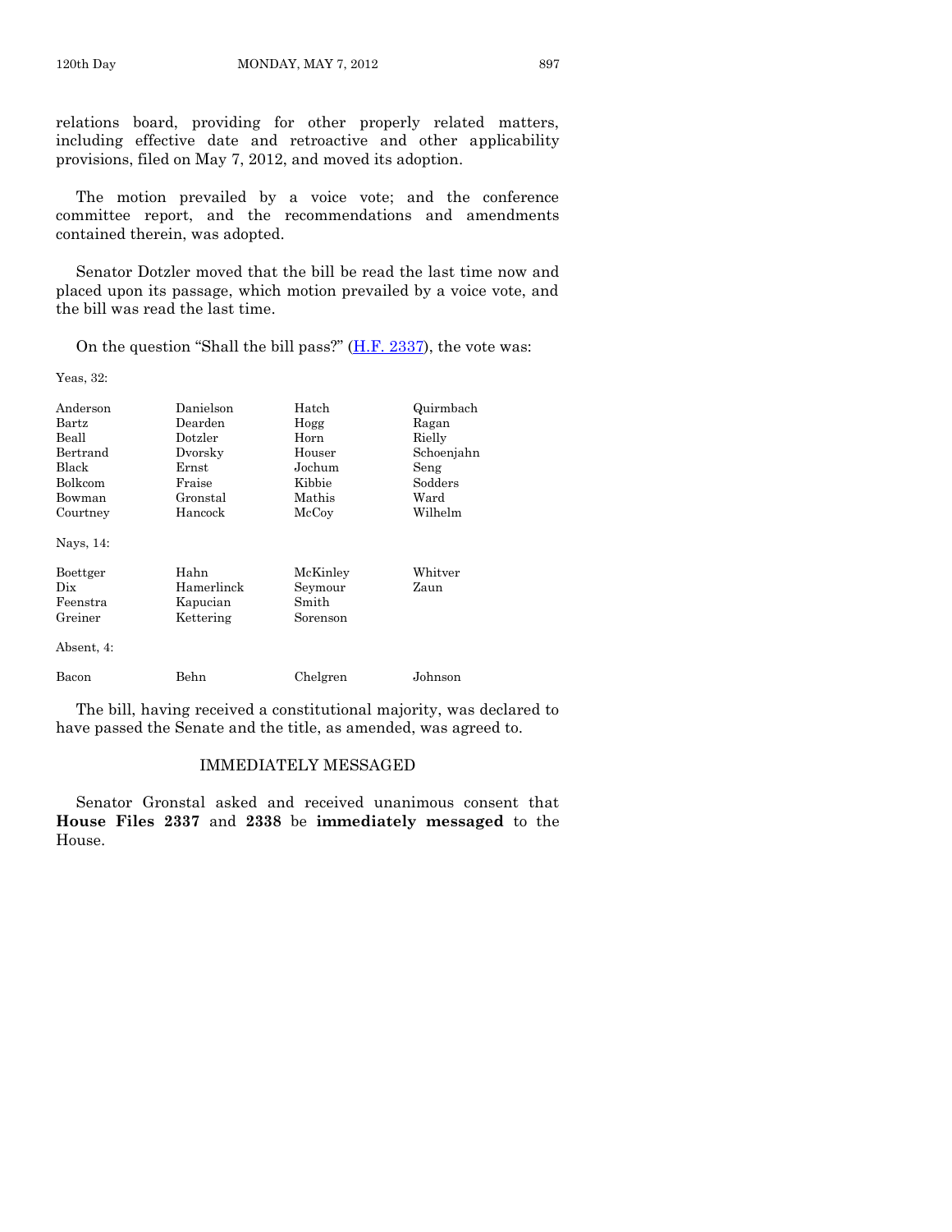relations board, providing for other properly related matters, including effective date and retroactive and other applicability provisions, filed on May 7, 2012, and moved its adoption.

The motion prevailed by a voice vote; and the conference committee report, and the recommendations and amendments contained therein, was adopted.

Senator Dotzler moved that the bill be read the last time now and placed upon its passage, which motion prevailed by a voice vote, and the bill was read the last time.

On the question "Shall the bill pass?" (H.F. 2337), the vote was:

Yeas, 32:

| | | | |
|---|---|---|---|
| Anderson | Danielson | Hatch | Quirmbach |
| Bartz | Dearden | Hogg | Ragan |
| Beall | Dotzler | Horn | Rielly |
| Bertrand | Dvorsky | Houser | Schoenjahn |
| Black | Ernst | Jochum | Seng |
| Bolkcom | Fraise | Kibbie | Sodders |
| Bowman | Gronstal | Mathis | Ward |
| Courtney | Hancock | McCoy | Wilhelm |

Nays, 14:

| | | | |
|---|---|---|---|
| Boettger | Hahn | McKinley | Whitver |
| Dix | Hamerlinck | Seymour | Zaun |
| Feenstra | Kapucian | Smith | |
| Greiner | Kettering | Sorenson | |

Absent, 4:

| | | | |
|---|---|---|---|
| Bacon | Behn | Chelgren | Johnson |

The bill, having received a constitutional majority, was declared to have passed the Senate and the title, as amended, was agreed to.

## IMMEDIATELY MESSAGED

Senator Gronstal asked and received unanimous consent that **House Files 2337** and **2338** be **immediately messaged** to the House.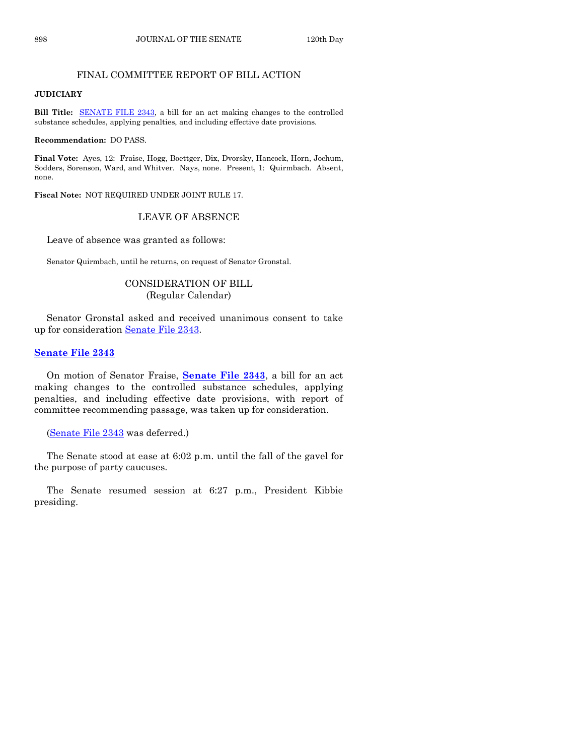## FINAL COMMITTEE REPORT OF BILL ACTION

**JUDICIARY**

**Bill Title:** SENATE FILE 2343, a bill for an act making changes to the controlled substance schedules, applying penalties, and including effective date provisions.

**Recommendation:** DO PASS.

**Final Vote:** Ayes, 12: Fraise, Hogg, Boettger, Dix, Dvorsky, Hancock, Horn, Jochum, Sodders, Sorenson, Ward, and Whitver. Nays, none. Present, 1: Quirmbach. Absent, none.

**Fiscal Note:** NOT REQUIRED UNDER JOINT RULE 17.

## LEAVE OF ABSENCE

Leave of absence was granted as follows:

Senator Quirmbach, until he returns, on request of Senator Gronstal.

## CONSIDERATION OF BILL
(Regular Calendar)

Senator Gronstal asked and received unanimous consent to take up for consideration Senate File 2343.

### Senate File 2343

On motion of Senator Fraise, **Senate File 2343**, a bill for an act making changes to the controlled substance schedules, applying penalties, and including effective date provisions, with report of committee recommending passage, was taken up for consideration.

(Senate File 2343 was deferred.)

The Senate stood at ease at 6:02 p.m. until the fall of the gavel for the purpose of party caucuses.

The Senate resumed session at 6:27 p.m., President Kibbie presiding.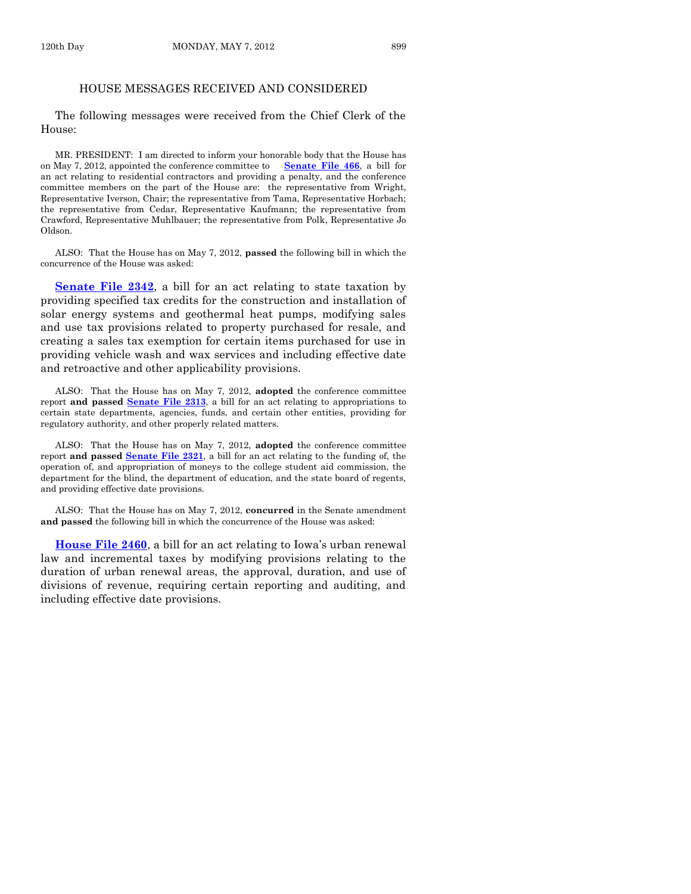## HOUSE MESSAGES RECEIVED AND CONSIDERED

The following messages were received from the Chief Clerk of the House:

MR. PRESIDENT: I am directed to inform your honorable body that the House has on May 7, 2012, appointed the conference committee to **Senate File 466**, a bill for an act relating to residential contractors and providing a penalty, and the conference committee members on the part of the House are: the representative from Wright, Representative Iverson, Chair; the representative from Tama, Representative Horbach; the representative from Cedar, Representative Kaufmann; the representative from Crawford, Representative Muhlbauer; the representative from Polk, Representative Jo Oldson.

ALSO: That the House has on May 7, 2012, **passed** the following bill in which the concurrence of the House was asked:

**Senate File 2342**, a bill for an act relating to state taxation by providing specified tax credits for the construction and installation of solar energy systems and geothermal heat pumps, modifying sales and use tax provisions related to property purchased for resale, and creating a sales tax exemption for certain items purchased for use in providing vehicle wash and wax services and including effective date and retroactive and other applicability provisions.

ALSO: That the House has on May 7, 2012, **adopted** the conference committee report **and passed** **Senate File 2313**, a bill for an act relating to appropriations to certain state departments, agencies, funds, and certain other entities, providing for regulatory authority, and other properly related matters.

ALSO: That the House has on May 7, 2012, **adopted** the conference committee report **and passed** **Senate File 2321**, a bill for an act relating to the funding of, the operation of, and appropriation of moneys to the college student aid commission, the department for the blind, the department of education, and the state board of regents, and providing effective date provisions.

ALSO: That the House has on May 7, 2012, **concurred** in the Senate amendment **and passed** the following bill in which the concurrence of the House was asked:

**House File 2460**, a bill for an act relating to Iowa's urban renewal law and incremental taxes by modifying provisions relating to the duration of urban renewal areas, the approval, duration, and use of divisions of revenue, requiring certain reporting and auditing, and including effective date provisions.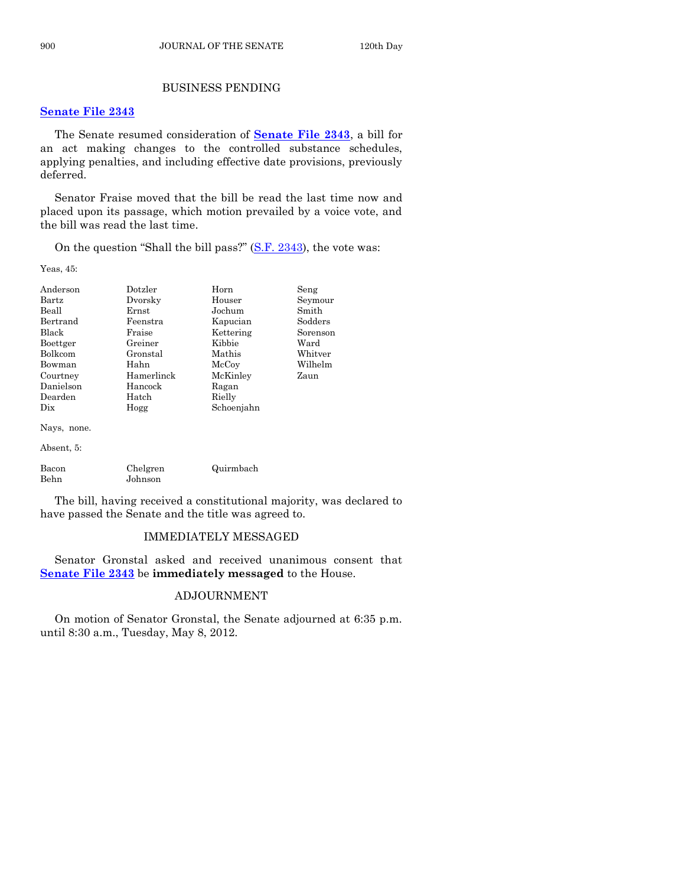## BUSINESS PENDING

### **Senate File 2343**

The Senate resumed consideration of **Senate File 2343**, a bill for an act making changes to the controlled substance schedules, applying penalties, and including effective date provisions, previously deferred.

Senator Fraise moved that the bill be read the last time now and placed upon its passage, which motion prevailed by a voice vote, and the bill was read the last time.

On the question "Shall the bill pass?" (S.F. 2343), the vote was:

Yeas, 45:

| | | | |
|---|---|---|---|
| Anderson | Dotzler | Horn | Seng |
| Bartz | Dvorsky | Houser | Seymour |
| Beall | Ernst | Jochum | Smith |
| Bertrand | Feenstra | Kapucian | Sodders |
| Black | Fraise | Kettering | Sorenson |
| Boettger | Greiner | Kibbie | Ward |
| Bolkcom | Gronstal | Mathis | Whitver |
| Bowman | Hahn | McCoy | Wilhelm |
| Courtney | Hamerlinck | McKinley | Zaun |
| Danielson | Hancock | Ragan | |
| Dearden | Hatch | Rielly | |
| Dix | Hogg | Schoenjahn | |

Nays, none.

Absent, 5:

| | | |
|---|---|---|
| Bacon | Chelgren | Quirmbach |
| Behn | Johnson | |

The bill, having received a constitutional majority, was declared to have passed the Senate and the title was agreed to.

## IMMEDIATELY MESSAGED

Senator Gronstal asked and received unanimous consent that **Senate File 2343** be **immediately messaged** to the House.

## ADJOURNMENT

On motion of Senator Gronstal, the Senate adjourned at 6:35 p.m. until 8:30 a.m., Tuesday, May 8, 2012.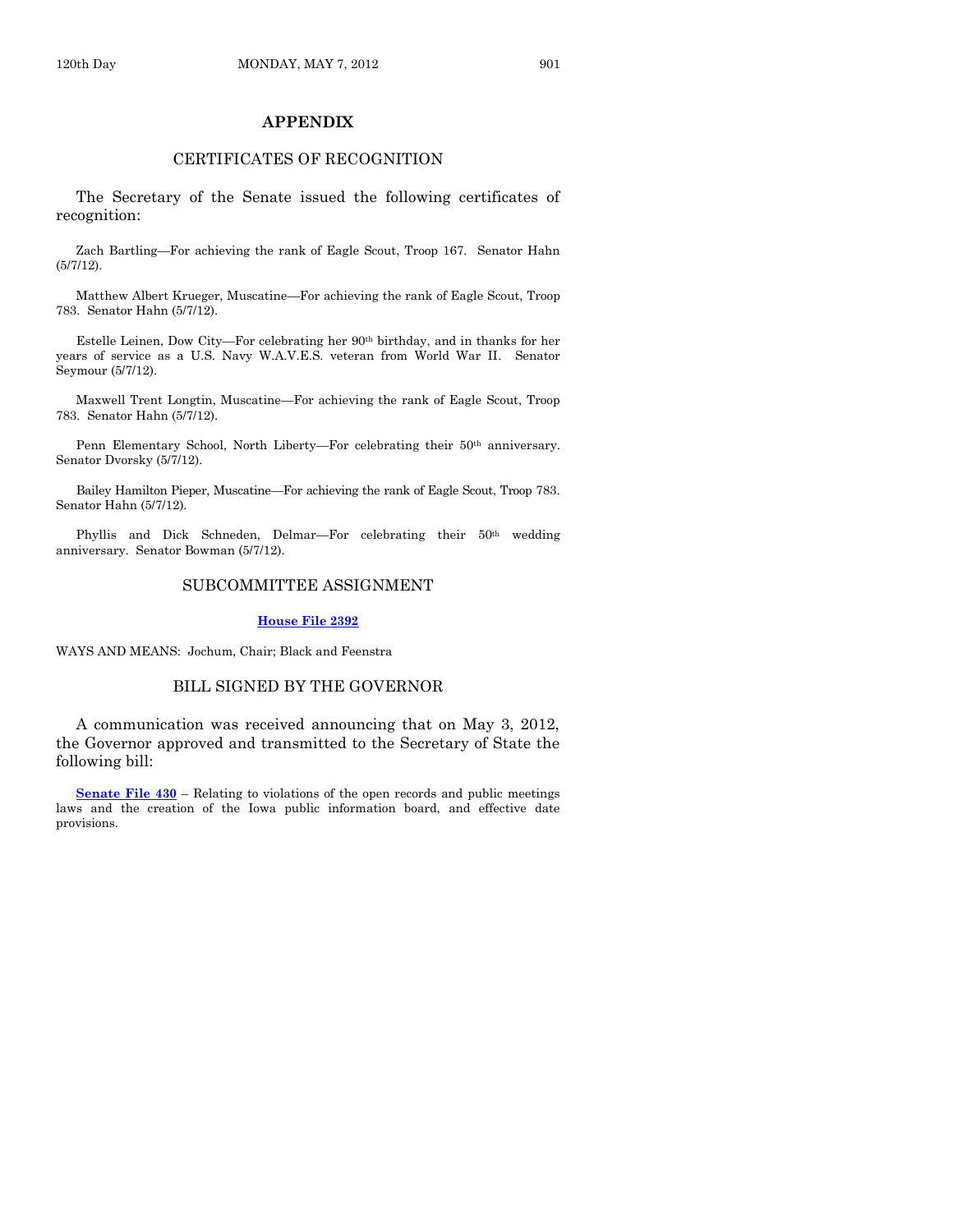# APPENDIX

## CERTIFICATES OF RECOGNITION

The Secretary of the Senate issued the following certificates of recognition:

Zach Bartling—For achieving the rank of Eagle Scout, Troop 167. Senator Hahn (5/7/12).

Matthew Albert Krueger, Muscatine—For achieving the rank of Eagle Scout, Troop 783. Senator Hahn (5/7/12).

Estelle Leinen, Dow City—For celebrating her 90th birthday, and in thanks for her years of service as a U.S. Navy W.A.V.E.S. veteran from World War II. Senator Seymour (5/7/12).

Maxwell Trent Longtin, Muscatine—For achieving the rank of Eagle Scout, Troop 783. Senator Hahn (5/7/12).

Penn Elementary School, North Liberty—For celebrating their 50th anniversary. Senator Dvorsky (5/7/12).

Bailey Hamilton Pieper, Muscatine—For achieving the rank of Eagle Scout, Troop 783. Senator Hahn (5/7/12).

Phyllis and Dick Schneden, Delmar—For celebrating their 50th wedding anniversary. Senator Bowman (5/7/12).

## SUBCOMMITTEE ASSIGNMENT

**House File 2392**

WAYS AND MEANS: Jochum, Chair; Black and Feenstra

## BILL SIGNED BY THE GOVERNOR

A communication was received announcing that on May 3, 2012, the Governor approved and transmitted to the Secretary of State the following bill:

**Senate File 430** – Relating to violations of the open records and public meetings laws and the creation of the Iowa public information board, and effective date provisions.